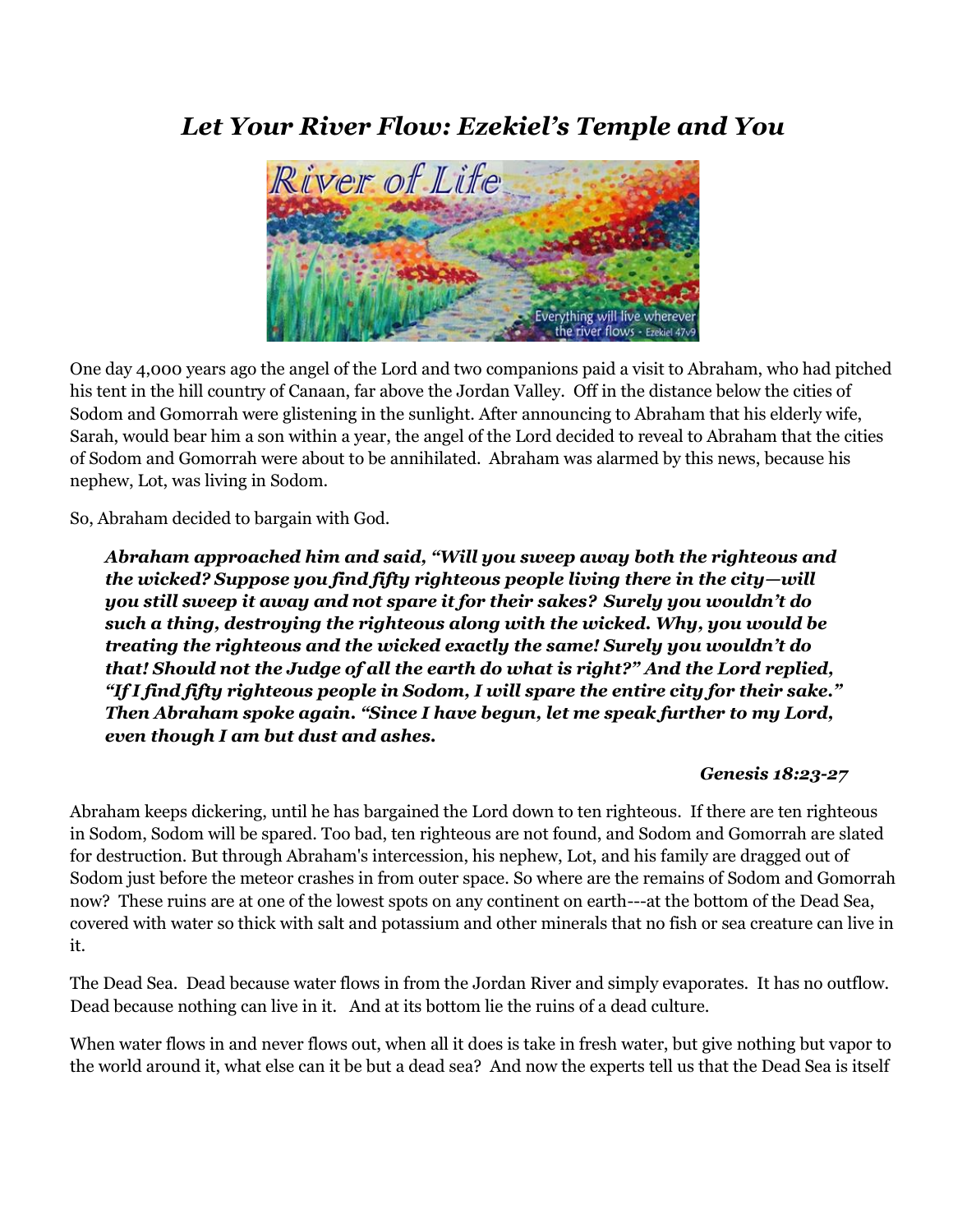# *Let Your River Flow: Ezekiel's Temple and You*

One day 4,000 years ago the angel of the Lord and two companions paid a visit to Abraham, who had pitched his tent in the hill country of Canaan, far above the Jordan Valley. Off in the distance below the cities of Sodom and Gomorrah were glistening in the sunlight. After announcing to Abraham that his elderly wife, Sarah, would bear him a son within a year, the angel of the Lord decided to reveal to Abraham that the cities of Sodom and Gomorrah were about to be annihilated. Abraham was alarmed by this news, because his nephew, Lot, was living in Sodom.

So, Abraham decided to bargain with God.

> ***Abraham approached him and said, "Will you sweep away both the righteous and the wicked? Suppose you find fifty righteous people living there in the city—will you still sweep it away and not spare it for their sakes? Surely you wouldn't do such a thing, destroying the righteous along with the wicked. Why, you would be treating the righteous and the wicked exactly the same! Surely you wouldn't do that! Should not the Judge of all the earth do what is right?" And the Lord replied, "If I find fifty righteous people in Sodom, I will spare the entire city for their sake." Then Abraham spoke again. "Since I have begun, let me speak further to my Lord, even though I am but dust and ashes.***
>
> ***Genesis 18:23-27***

Abraham keeps dickering, until he has bargained the Lord down to ten righteous. If there are ten righteous in Sodom, Sodom will be spared. Too bad, ten righteous are not found, and Sodom and Gomorrah are slated for destruction. But through Abraham's intercession, his nephew, Lot, and his family are dragged out of Sodom just before the meteor crashes in from outer space. So where are the remains of Sodom and Gomorrah now? These ruins are at one of the lowest spots on any continent on earth---at the bottom of the Dead Sea, covered with water so thick with salt and potassium and other minerals that no fish or sea creature can live in it.

The Dead Sea. Dead because water flows in from the Jordan River and simply evaporates. It has no outflow. Dead because nothing can live in it. And at its bottom lie the ruins of a dead culture.

When water flows in and never flows out, when all it does is take in fresh water, but give nothing but vapor to the world around it, what else can it be but a dead sea? And now the experts tell us that the Dead Sea is itself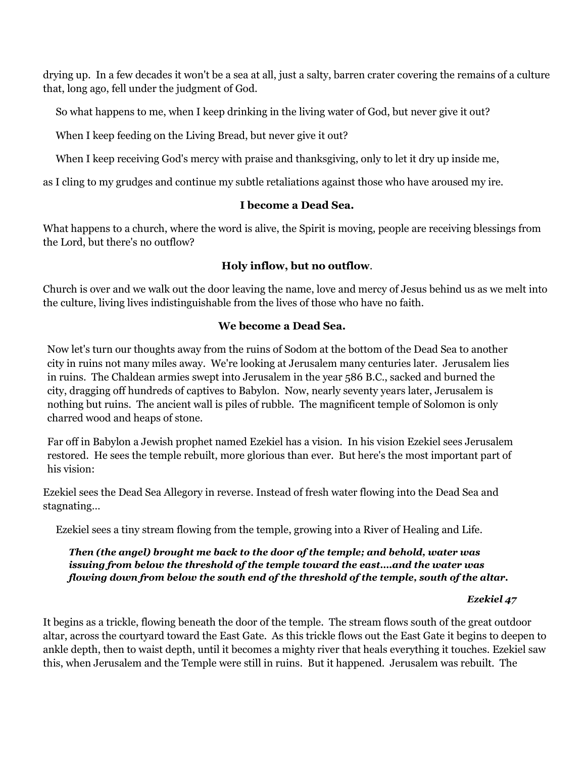drying up. In a few decades it won't be a sea at all, just a salty, barren crater covering the remains of a culture that, long ago, fell under the judgment of God.

So what happens to me, when I keep drinking in the living water of God, but never give it out?

When I keep feeding on the Living Bread, but never give it out?

When I keep receiving God's mercy with praise and thanksgiving, only to let it dry up inside me,

as I cling to my grudges and continue my subtle retaliations against those who have aroused my ire.

**I become a Dead Sea.**

What happens to a church, where the word is alive, the Spirit is moving, people are receiving blessings from the Lord, but there's no outflow?

**Holy inflow, but no outflow**.

Church is over and we walk out the door leaving the name, love and mercy of Jesus behind us as we melt into the culture, living lives indistinguishable from the lives of those who have no faith.

**We become a Dead Sea.**

Now let's turn our thoughts away from the ruins of Sodom at the bottom of the Dead Sea to another city in ruins not many miles away. We're looking at Jerusalem many centuries later. Jerusalem lies in ruins. The Chaldean armies swept into Jerusalem in the year 586 B.C., sacked and burned the city, dragging off hundreds of captives to Babylon. Now, nearly seventy years later, Jerusalem is nothing but ruins. The ancient wall is piles of rubble. The magnificent temple of Solomon is only charred wood and heaps of stone.

Far off in Babylon a Jewish prophet named Ezekiel has a vision. In his vision Ezekiel sees Jerusalem restored. He sees the temple rebuilt, more glorious than ever. But here's the most important part of his vision:

Ezekiel sees the Dead Sea Allegory in reverse. Instead of fresh water flowing into the Dead Sea and stagnating…

Ezekiel sees a tiny stream flowing from the temple, growing into a River of Healing and Life.

> ***Then (the angel) brought me back to the door of the temple; and behold, water was issuing from below the threshold of the temple toward the east….and the water was flowing down from below the south end of the threshold of the temple, south of the altar.***
>
> ***Ezekiel 47***

It begins as a trickle, flowing beneath the door of the temple. The stream flows south of the great outdoor altar, across the courtyard toward the East Gate. As this trickle flows out the East Gate it begins to deepen to ankle depth, then to waist depth, until it becomes a mighty river that heals everything it touches. Ezekiel saw this, when Jerusalem and the Temple were still in ruins. But it happened. Jerusalem was rebuilt. The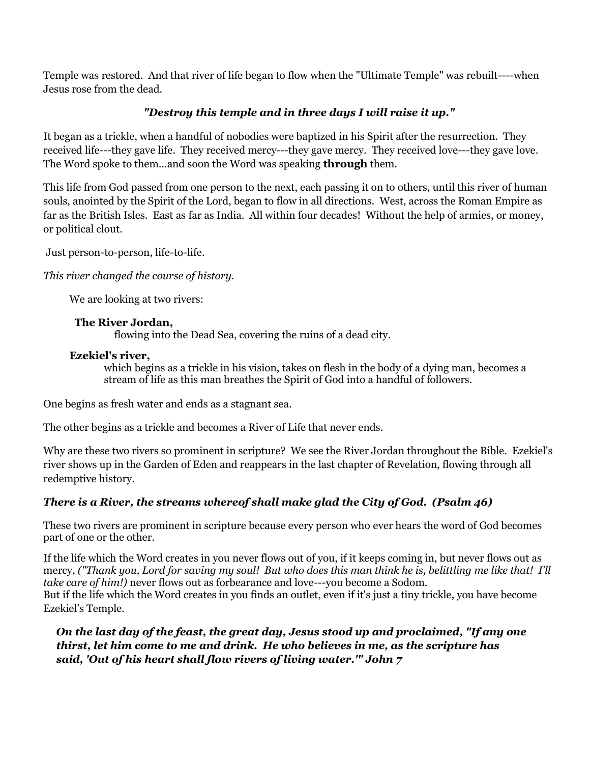Temple was restored. And that river of life began to flow when the "Ultimate Temple" was rebuilt----when Jesus rose from the dead.

***"Destroy this temple and in three days I will raise it up."***

It began as a trickle, when a handful of nobodies were baptized in his Spirit after the resurrection. They received life---they gave life. They received mercy---they gave mercy. They received love---they gave love. The Word spoke to them...and soon the Word was speaking **through** them.

This life from God passed from one person to the next, each passing it on to others, until this river of human souls, anointed by the Spirit of the Lord, began to flow in all directions. West, across the Roman Empire as far as the British Isles. East as far as India. All within four decades! Without the help of armies, or money, or political clout.

Just person-to-person, life-to-life.

*This river changed the course of history.*

We are looking at two rivers:

**The River Jordan,**
flowing into the Dead Sea, covering the ruins of a dead city.

**Ezekiel's river,**
which begins as a trickle in his vision, takes on flesh in the body of a dying man, becomes a stream of life as this man breathes the Spirit of God into a handful of followers.

One begins as fresh water and ends as a stagnant sea.

The other begins as a trickle and becomes a River of Life that never ends.

Why are these two rivers so prominent in scripture? We see the River Jordan throughout the Bible. Ezekiel's river shows up in the Garden of Eden and reappears in the last chapter of Revelation, flowing through all redemptive history.

***There is a River, the streams whereof shall make glad the City of God. (Psalm 46)***

These two rivers are prominent in scripture because every person who ever hears the word of God becomes part of one or the other.

If the life which the Word creates in you never flows out of you, if it keeps coming in, but never flows out as mercy, *("Thank you, Lord for saving my soul! But who does this man think he is, belittling me like that! I'll take care of him!)* never flows out as forbearance and love---you become a Sodom.
But if the life which the Word creates in you finds an outlet, even if it's just a tiny trickle, you have become Ezekiel's Temple.

***On the last day of the feast, the great day, Jesus stood up and proclaimed, "If any one thirst, let him come to me and drink. He who believes in me, as the scripture has said, 'Out of his heart shall flow rivers of living water.'" John 7***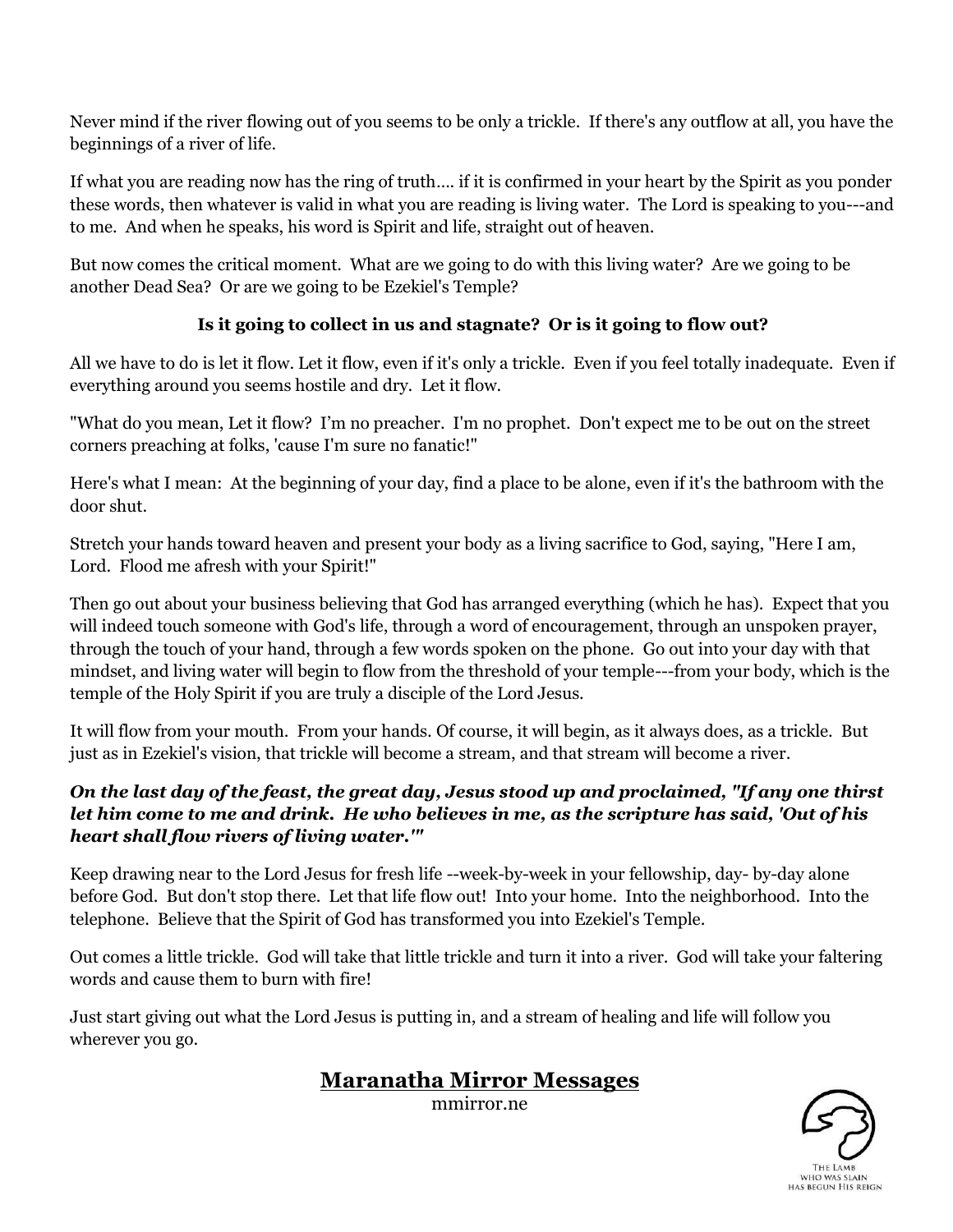Never mind if the river flowing out of you seems to be only a trickle. If there's any outflow at all, you have the beginnings of a river of life.

If what you are reading now has the ring of truth.... if it is confirmed in your heart by the Spirit as you ponder these words, then whatever is valid in what you are reading is living water. The Lord is speaking to you---and to me. And when he speaks, his word is Spirit and life, straight out of heaven.

But now comes the critical moment. What are we going to do with this living water? Are we going to be another Dead Sea? Or are we going to be Ezekiel's Temple?

**Is it going to collect in us and stagnate? Or is it going to flow out?**

All we have to do is let it flow. Let it flow, even if it's only a trickle. Even if you feel totally inadequate. Even if everything around you seems hostile and dry. Let it flow.

"What do you mean, Let it flow? I'm no preacher. I'm no prophet. Don't expect me to be out on the street corners preaching at folks, 'cause I'm sure no fanatic!"

Here's what I mean: At the beginning of your day, find a place to be alone, even if it's the bathroom with the door shut.

Stretch your hands toward heaven and present your body as a living sacrifice to God, saying, "Here I am, Lord. Flood me afresh with your Spirit!"

Then go out about your business believing that God has arranged everything (which he has). Expect that you will indeed touch someone with God's life, through a word of encouragement, through an unspoken prayer, through the touch of your hand, through a few words spoken on the phone. Go out into your day with that mindset, and living water will begin to flow from the threshold of your temple---from your body, which is the temple of the Holy Spirit if you are truly a disciple of the Lord Jesus.

It will flow from your mouth. From your hands. Of course, it will begin, as it always does, as a trickle. But just as in Ezekiel's vision, that trickle will become a stream, and that stream will become a river.

***On the last day of the feast, the great day, Jesus stood up and proclaimed, "If any one thirst let him come to me and drink. He who believes in me, as the scripture has said, 'Out of his heart shall flow rivers of living water.'"***

Keep drawing near to the Lord Jesus for fresh life --week-by-week in your fellowship, day- by-day alone before God. But don't stop there. Let that life flow out! Into your home. Into the neighborhood. Into the telephone. Believe that the Spirit of God has transformed you into Ezekiel's Temple.

Out comes a little trickle. God will take that little trickle and turn it into a river. God will take your faltering words and cause them to burn with fire!

Just start giving out what the Lord Jesus is putting in, and a stream of healing and life will follow you wherever you go.

**Maranatha Mirror Messages**

mmirror.ne

The Lamb who was slain has begun His reign